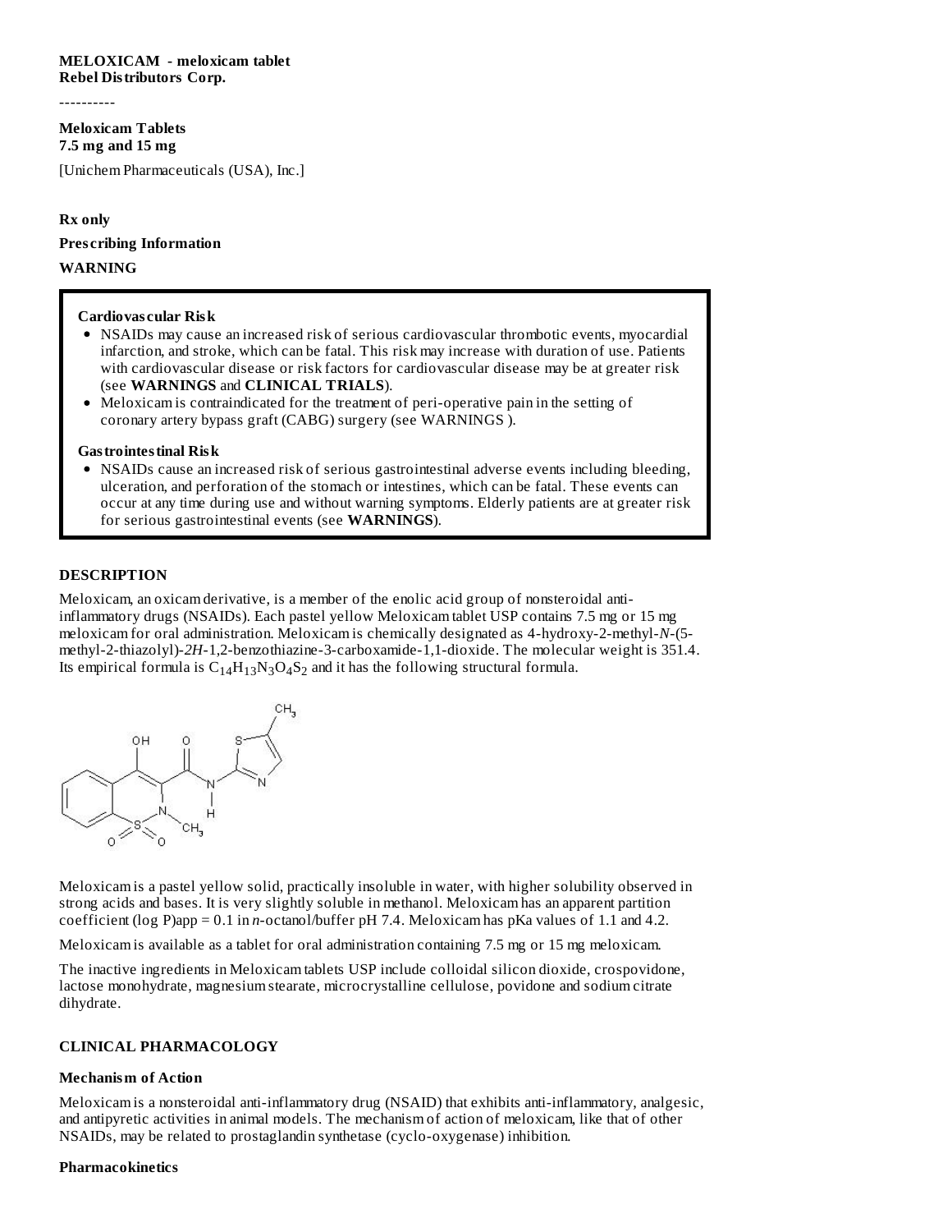**MELOXICAM - meloxicam tablet**
**Rebel Distributors Corp.**

----------

**Meloxicam Tablets**
**7.5 mg and 15 mg**

[Unichem Pharmaceuticals (USA), Inc.]

**Rx only**

**Prescribing Information**

**WARNING**

**Cardiovascular Risk**

- NSAIDs may cause an increased risk of serious cardiovascular thrombotic events, myocardial infarction, and stroke, which can be fatal. This risk may increase with duration of use. Patients with cardiovascular disease or risk factors for cardiovascular disease may be at greater risk (see **WARNINGS** and **CLINICAL TRIALS**).
- Meloxicam is contraindicated for the treatment of peri-operative pain in the setting of coronary artery bypass graft (CABG) surgery (see WARNINGS ).

**Gastrointestinal Risk**

- NSAIDs cause an increased risk of serious gastrointestinal adverse events including bleeding, ulceration, and perforation of the stomach or intestines, which can be fatal. These events can occur at any time during use and without warning symptoms. Elderly patients are at greater risk for serious gastrointestinal events (see **WARNINGS**).

## DESCRIPTION

Meloxicam, an oxicam derivative, is a member of the enolic acid group of nonsteroidal anti-inflammatory drugs (NSAIDs). Each pastel yellow Meloxicam tablet USP contains 7.5 mg or 15 mg meloxicam for oral administration. Meloxicam is chemically designated as 4-hydroxy-2-methyl-*N*-(5-methyl-2-thiazolyl)-*2H*-1,2-benzothiazine-3-carboxamide-1,1-dioxide. The molecular weight is 351.4. Its empirical formula is $C_{14}H_{13}N_3O_4S_2$ and it has the following structural formula.

Meloxicam is a pastel yellow solid, practically insoluble in water, with higher solubility observed in strong acids and bases. It is very slightly soluble in methanol. Meloxicam has an apparent partition coefficient (log P)app = 0.1 in *n*-octanol/buffer pH 7.4. Meloxicam has pKa values of 1.1 and 4.2.

Meloxicam is available as a tablet for oral administration containing 7.5 mg or 15 mg meloxicam.

The inactive ingredients in Meloxicam tablets USP include colloidal silicon dioxide, crospovidone, lactose monohydrate, magnesium stearate, microcrystalline cellulose, povidone and sodium citrate dihydrate.

## CLINICAL PHARMACOLOGY

### Mechanism of Action

Meloxicam is a nonsteroidal anti-inflammatory drug (NSAID) that exhibits anti-inflammatory, analgesic, and antipyretic activities in animal models. The mechanism of action of meloxicam, like that of other NSAIDs, may be related to prostaglandin synthetase (cyclo-oxygenase) inhibition.

### Pharmacokinetics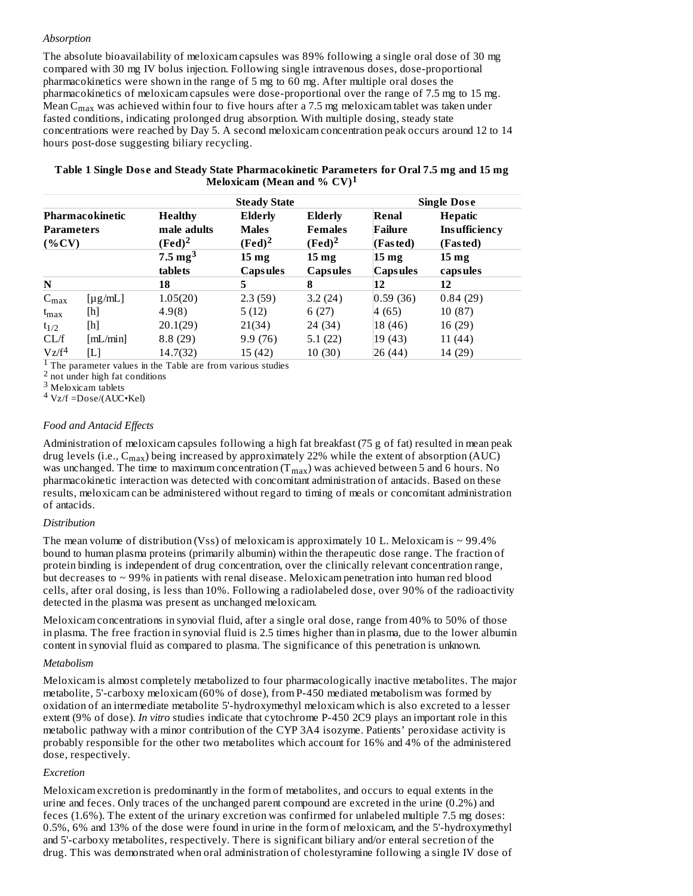*Absorption*

The absolute bioavailability of meloxicam capsules was 89% following a single oral dose of 30 mg compared with 30 mg IV bolus injection. Following single intravenous doses, dose-proportional pharmacokinetics were shown in the range of 5 mg to 60 mg. After multiple oral doses the pharmacokinetics of meloxicam capsules were dose-proportional over the range of 7.5 mg to 15 mg. Mean $C_{max}$ was achieved within four to five hours after a 7.5 mg meloxicam tablet was taken under fasted conditions, indicating prolonged drug absorption. With multiple dosing, steady state concentrations were reached by Day 5. A second meloxicam concentration peak occurs around 12 to 14 hours post-dose suggesting biliary recycling.

**Table 1 Single Dose and Steady State Pharmacokinetic Parameters for Oral 7.5 mg and 15 mg Meloxicam (Mean and % CV)[1]**

| | | Steady State | | | Single Dose | |
|---|---|---|---|---|---|---|
| **Pharmacokinetic Parameters (%CV)** | | **Healthy male adults (Fed)[2]** | **Elderly Males (Fed)[2]** | **Elderly Females (Fed)[2]** | **Renal Failure (Fasted)** | **Hepatic Insufficiency (Fasted)** |
| | | **7.5 mg[3] tablets** | **15 mg Capsules** | **15 mg Capsules** | **15 mg Capsules** | **15 mg capsules** |
| **N** | | **18** | **5** | **8** | **12** | **12** |
| $C_{max}$ | [μg/mL] | 1.05(20) | 2.3 (59) | 3.2 (24) | 0.59 (36) | 0.84 (29) |
| $t_{max}$ | [h] | 4.9(8) | 5 (12) | 6 (27) | 4 (65) | 10 (87) |
| $t_{1/2}$ | [h] | 20.1(29) | 21(34) | 24 (34) | 18 (46) | 16 (29) |
| CL/f | [mL/min] | 8.8 (29) | 9.9 (76) | 5.1 (22) | 19 (43) | 11 (44) |
| Vz/f[4] | [L] | 14.7(32) | 15 (42) | 10 (30) | 26 (44) | 14 (29) |

[1] The parameter values in the Table are from various studies
[2] not under high fat conditions
[3] Meloxicam tablets
[4] Vz/f =Dose/(AUC•Kel)

*Food and Antacid Effects*

Administration of meloxicam capsules following a high fat breakfast (75 g of fat) resulted in mean peak drug levels (i.e., $C_{max}$) being increased by approximately 22% while the extent of absorption (AUC) was unchanged. The time to maximum concentration ($T_{max}$) was achieved between 5 and 6 hours. No pharmacokinetic interaction was detected with concomitant administration of antacids. Based on these results, meloxicam can be administered without regard to timing of meals or concomitant administration of antacids.

*Distribution*

The mean volume of distribution (Vss) of meloxicam is approximately 10 L. Meloxicam is ~ 99.4% bound to human plasma proteins (primarily albumin) within the therapeutic dose range. The fraction of protein binding is independent of drug concentration, over the clinically relevant concentration range, but decreases to ~ 99% in patients with renal disease. Meloxicam penetration into human red blood cells, after oral dosing, is less than 10%. Following a radiolabeled dose, over 90% of the radioactivity detected in the plasma was present as unchanged meloxicam.

Meloxicam concentrations in synovial fluid, after a single oral dose, range from 40% to 50% of those in plasma. The free fraction in synovial fluid is 2.5 times higher than in plasma, due to the lower albumin content in synovial fluid as compared to plasma. The significance of this penetration is unknown.

*Metabolism*

Meloxicam is almost completely metabolized to four pharmacologically inactive metabolites. The major metabolite, 5'-carboxy meloxicam (60% of dose), from P-450 mediated metabolism was formed by oxidation of an intermediate metabolite 5'-hydroxymethyl meloxicam which is also excreted to a lesser extent (9% of dose). *In vitro* studies indicate that cytochrome P-450 2C9 plays an important role in this metabolic pathway with a minor contribution of the CYP 3A4 isozyme. Patients' peroxidase activity is probably responsible for the other two metabolites which account for 16% and 4% of the administered dose, respectively.

*Excretion*

Meloxicam excretion is predominantly in the form of metabolites, and occurs to equal extents in the urine and feces. Only traces of the unchanged parent compound are excreted in the urine (0.2%) and feces (1.6%). The extent of the urinary excretion was confirmed for unlabeled multiple 7.5 mg doses: 0.5%, 6% and 13% of the dose were found in urine in the form of meloxicam, and the 5'-hydroxymethyl and 5'-carboxy metabolites, respectively. There is significant biliary and/or enteral secretion of the drug. This was demonstrated when oral administration of cholestyramine following a single IV dose of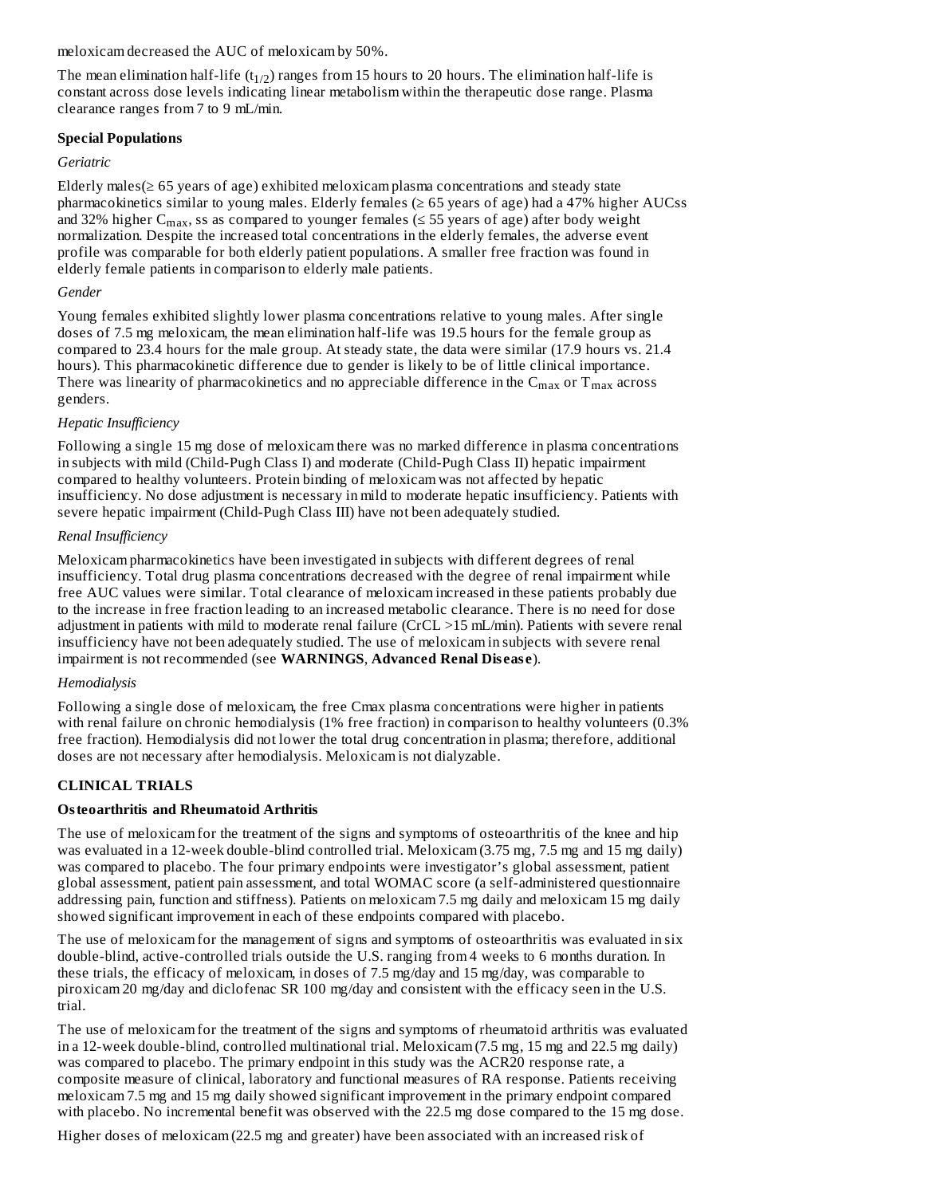meloxicam decreased the AUC of meloxicam by 50%.

The mean elimination half-life ($t_{1/2}$) ranges from 15 hours to 20 hours. The elimination half-life is constant across dose levels indicating linear metabolism within the therapeutic dose range. Plasma clearance ranges from 7 to 9 mL/min.

**Special Populations**

*Geriatric*

Elderly males(≥ 65 years of age) exhibited meloxicam plasma concentrations and steady state pharmacokinetics similar to young males. Elderly females (≥ 65 years of age) had a 47% higher AUCss and 32% higher $C_{max}$, ss as compared to younger females (≤ 55 years of age) after body weight normalization. Despite the increased total concentrations in the elderly females, the adverse event profile was comparable for both elderly patient populations. A smaller free fraction was found in elderly female patients in comparison to elderly male patients.

*Gender*

Young females exhibited slightly lower plasma concentrations relative to young males. After single doses of 7.5 mg meloxicam, the mean elimination half-life was 19.5 hours for the female group as compared to 23.4 hours for the male group. At steady state, the data were similar (17.9 hours vs. 21.4 hours). This pharmacokinetic difference due to gender is likely to be of little clinical importance. There was linearity of pharmacokinetics and no appreciable difference in the $C_{max}$ or $T_{max}$ across genders.

*Hepatic Insufficiency*

Following a single 15 mg dose of meloxicam there was no marked difference in plasma concentrations in subjects with mild (Child-Pugh Class I) and moderate (Child-Pugh Class II) hepatic impairment compared to healthy volunteers. Protein binding of meloxicam was not affected by hepatic insufficiency. No dose adjustment is necessary in mild to moderate hepatic insufficiency. Patients with severe hepatic impairment (Child-Pugh Class III) have not been adequately studied.

*Renal Insufficiency*

Meloxicam pharmacokinetics have been investigated in subjects with different degrees of renal insufficiency. Total drug plasma concentrations decreased with the degree of renal impairment while free AUC values were similar. Total clearance of meloxicam increased in these patients probably due to the increase in free fraction leading to an increased metabolic clearance. There is no need for dose adjustment in patients with mild to moderate renal failure (CrCL >15 mL/min). Patients with severe renal insufficiency have not been adequately studied. The use of meloxicam in subjects with severe renal impairment is not recommended (see **WARNINGS**, **Advanced Renal Disease**).

*Hemodialysis*

Following a single dose of meloxicam, the free Cmax plasma concentrations were higher in patients with renal failure on chronic hemodialysis (1% free fraction) in comparison to healthy volunteers (0.3% free fraction). Hemodialysis did not lower the total drug concentration in plasma; therefore, additional doses are not necessary after hemodialysis. Meloxicam is not dialyzable.

**CLINICAL TRIALS**

**Osteoarthritis and Rheumatoid Arthritis**

The use of meloxicam for the treatment of the signs and symptoms of osteoarthritis of the knee and hip was evaluated in a 12-week double-blind controlled trial. Meloxicam (3.75 mg, 7.5 mg and 15 mg daily) was compared to placebo. The four primary endpoints were investigator's global assessment, patient global assessment, patient pain assessment, and total WOMAC score (a self-administered questionnaire addressing pain, function and stiffness). Patients on meloxicam 7.5 mg daily and meloxicam 15 mg daily showed significant improvement in each of these endpoints compared with placebo.

The use of meloxicam for the management of signs and symptoms of osteoarthritis was evaluated in six double-blind, active-controlled trials outside the U.S. ranging from 4 weeks to 6 months duration. In these trials, the efficacy of meloxicam, in doses of 7.5 mg/day and 15 mg/day, was comparable to piroxicam 20 mg/day and diclofenac SR 100 mg/day and consistent with the efficacy seen in the U.S. trial.

The use of meloxicam for the treatment of the signs and symptoms of rheumatoid arthritis was evaluated in a 12-week double-blind, controlled multinational trial. Meloxicam (7.5 mg, 15 mg and 22.5 mg daily) was compared to placebo. The primary endpoint in this study was the ACR20 response rate, a composite measure of clinical, laboratory and functional measures of RA response. Patients receiving meloxicam 7.5 mg and 15 mg daily showed significant improvement in the primary endpoint compared with placebo. No incremental benefit was observed with the 22.5 mg dose compared to the 15 mg dose.

Higher doses of meloxicam (22.5 mg and greater) have been associated with an increased risk of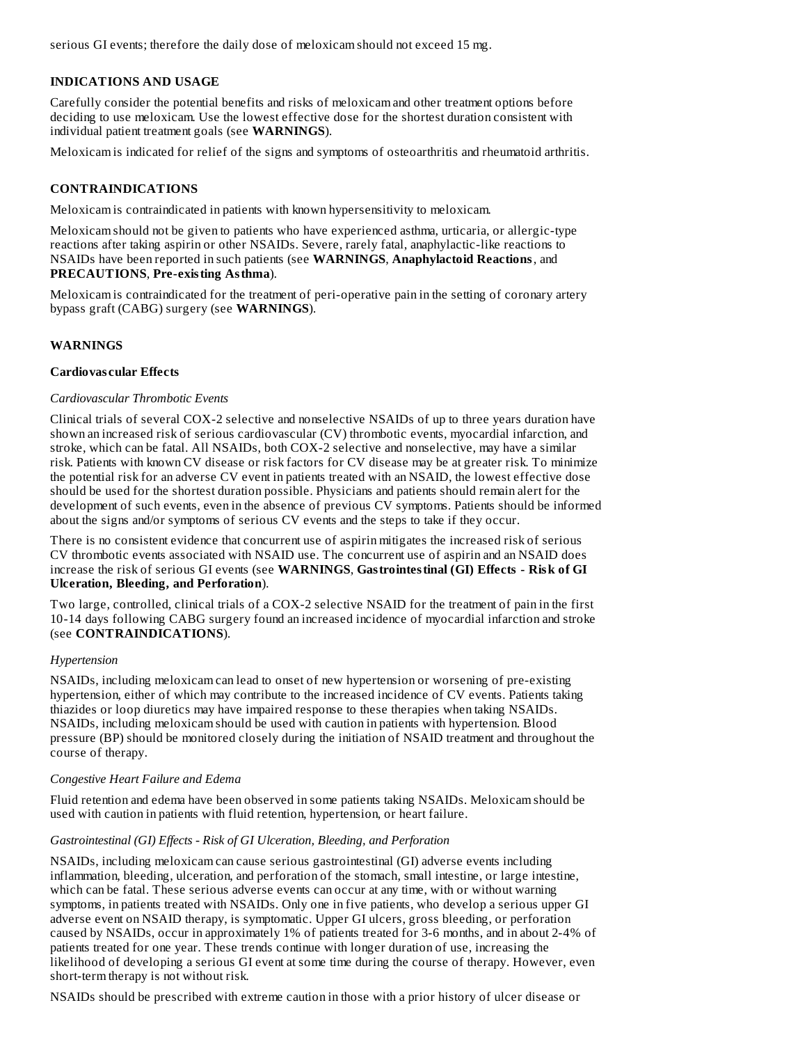serious GI events; therefore the daily dose of meloxicam should not exceed 15 mg.

## INDICATIONS AND USAGE

Carefully consider the potential benefits and risks of meloxicam and other treatment options before deciding to use meloxicam. Use the lowest effective dose for the shortest duration consistent with individual patient treatment goals (see **WARNINGS**).

Meloxicam is indicated for relief of the signs and symptoms of osteoarthritis and rheumatoid arthritis.

## CONTRAINDICATIONS

Meloxicam is contraindicated in patients with known hypersensitivity to meloxicam.

Meloxicam should not be given to patients who have experienced asthma, urticaria, or allergic-type reactions after taking aspirin or other NSAIDs. Severe, rarely fatal, anaphylactic-like reactions to NSAIDs have been reported in such patients (see **WARNINGS**, **Anaphylactoid Reactions**, and **PRECAUTIONS**, **Pre-existing Asthma**).

Meloxicam is contraindicated for the treatment of peri-operative pain in the setting of coronary artery bypass graft (CABG) surgery (see **WARNINGS**).

## WARNINGS

### Cardiovascular Effects

*Cardiovascular Thrombotic Events*

Clinical trials of several COX-2 selective and nonselective NSAIDs of up to three years duration have shown an increased risk of serious cardiovascular (CV) thrombotic events, myocardial infarction, and stroke, which can be fatal. All NSAIDs, both COX-2 selective and nonselective, may have a similar risk. Patients with known CV disease or risk factors for CV disease may be at greater risk. To minimize the potential risk for an adverse CV event in patients treated with an NSAID, the lowest effective dose should be used for the shortest duration possible. Physicians and patients should remain alert for the development of such events, even in the absence of previous CV symptoms. Patients should be informed about the signs and/or symptoms of serious CV events and the steps to take if they occur.

There is no consistent evidence that concurrent use of aspirin mitigates the increased risk of serious CV thrombotic events associated with NSAID use. The concurrent use of aspirin and an NSAID does increase the risk of serious GI events (see **WARNINGS**, **Gastrointestinal (GI) Effects - Risk of GI Ulceration, Bleeding, and Perforation**).

Two large, controlled, clinical trials of a COX-2 selective NSAID for the treatment of pain in the first 10-14 days following CABG surgery found an increased incidence of myocardial infarction and stroke (see **CONTRAINDICATIONS**).

*Hypertension*

NSAIDs, including meloxicam can lead to onset of new hypertension or worsening of pre-existing hypertension, either of which may contribute to the increased incidence of CV events. Patients taking thiazides or loop diuretics may have impaired response to these therapies when taking NSAIDs. NSAIDs, including meloxicam should be used with caution in patients with hypertension. Blood pressure (BP) should be monitored closely during the initiation of NSAID treatment and throughout the course of therapy.

*Congestive Heart Failure and Edema*

Fluid retention and edema have been observed in some patients taking NSAIDs. Meloxicam should be used with caution in patients with fluid retention, hypertension, or heart failure.

*Gastrointestinal (GI) Effects - Risk of GI Ulceration, Bleeding, and Perforation*

NSAIDs, including meloxicam can cause serious gastrointestinal (GI) adverse events including inflammation, bleeding, ulceration, and perforation of the stomach, small intestine, or large intestine, which can be fatal. These serious adverse events can occur at any time, with or without warning symptoms, in patients treated with NSAIDs. Only one in five patients, who develop a serious upper GI adverse event on NSAID therapy, is symptomatic. Upper GI ulcers, gross bleeding, or perforation caused by NSAIDs, occur in approximately 1% of patients treated for 3-6 months, and in about 2-4% of patients treated for one year. These trends continue with longer duration of use, increasing the likelihood of developing a serious GI event at some time during the course of therapy. However, even short-term therapy is not without risk.

NSAIDs should be prescribed with extreme caution in those with a prior history of ulcer disease or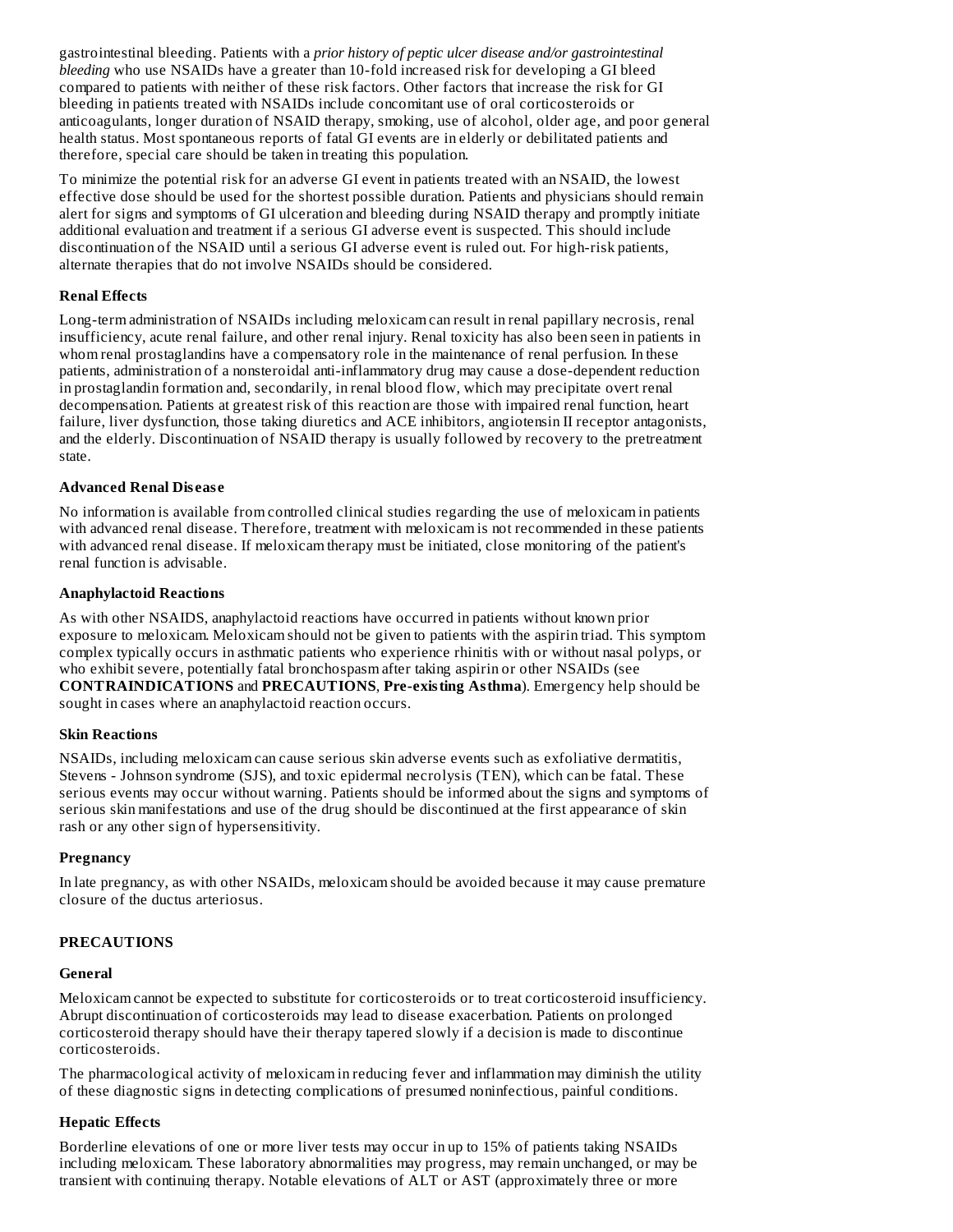gastrointestinal bleeding. Patients with a *prior history of peptic ulcer disease and/or gastrointestinal bleeding* who use NSAIDs have a greater than 10-fold increased risk for developing a GI bleed compared to patients with neither of these risk factors. Other factors that increase the risk for GI bleeding in patients treated with NSAIDs include concomitant use of oral corticosteroids or anticoagulants, longer duration of NSAID therapy, smoking, use of alcohol, older age, and poor general health status. Most spontaneous reports of fatal GI events are in elderly or debilitated patients and therefore, special care should be taken in treating this population.

To minimize the potential risk for an adverse GI event in patients treated with an NSAID, the lowest effective dose should be used for the shortest possible duration. Patients and physicians should remain alert for signs and symptoms of GI ulceration and bleeding during NSAID therapy and promptly initiate additional evaluation and treatment if a serious GI adverse event is suspected. This should include discontinuation of the NSAID until a serious GI adverse event is ruled out. For high-risk patients, alternate therapies that do not involve NSAIDs should be considered.

**Renal Effects**

Long-term administration of NSAIDs including meloxicam can result in renal papillary necrosis, renal insufficiency, acute renal failure, and other renal injury. Renal toxicity has also been seen in patients in whom renal prostaglandins have a compensatory role in the maintenance of renal perfusion. In these patients, administration of a nonsteroidal anti-inflammatory drug may cause a dose-dependent reduction in prostaglandin formation and, secondarily, in renal blood flow, which may precipitate overt renal decompensation. Patients at greatest risk of this reaction are those with impaired renal function, heart failure, liver dysfunction, those taking diuretics and ACE inhibitors, angiotensin II receptor antagonists, and the elderly. Discontinuation of NSAID therapy is usually followed by recovery to the pretreatment state.

**Advanced Renal Disease**

No information is available from controlled clinical studies regarding the use of meloxicam in patients with advanced renal disease. Therefore, treatment with meloxicam is not recommended in these patients with advanced renal disease. If meloxicam therapy must be initiated, close monitoring of the patient's renal function is advisable.

**Anaphylactoid Reactions**

As with other NSAIDS, anaphylactoid reactions have occurred in patients without known prior exposure to meloxicam. Meloxicam should not be given to patients with the aspirin triad. This symptom complex typically occurs in asthmatic patients who experience rhinitis with or without nasal polyps, or who exhibit severe, potentially fatal bronchospasm after taking aspirin or other NSAIDs (see **CONTRAINDICATIONS** and **PRECAUTIONS**, **Pre-existing Asthma**). Emergency help should be sought in cases where an anaphylactoid reaction occurs.

**Skin Reactions**

NSAIDs, including meloxicam can cause serious skin adverse events such as exfoliative dermatitis, Stevens - Johnson syndrome (SJS), and toxic epidermal necrolysis (TEN), which can be fatal. These serious events may occur without warning. Patients should be informed about the signs and symptoms of serious skin manifestations and use of the drug should be discontinued at the first appearance of skin rash or any other sign of hypersensitivity.

**Pregnancy**

In late pregnancy, as with other NSAIDs, meloxicam should be avoided because it may cause premature closure of the ductus arteriosus.

## PRECAUTIONS

**General**

Meloxicam cannot be expected to substitute for corticosteroids or to treat corticosteroid insufficiency. Abrupt discontinuation of corticosteroids may lead to disease exacerbation. Patients on prolonged corticosteroid therapy should have their therapy tapered slowly if a decision is made to discontinue corticosteroids.

The pharmacological activity of meloxicam in reducing fever and inflammation may diminish the utility of these diagnostic signs in detecting complications of presumed noninfectious, painful conditions.

**Hepatic Effects**

Borderline elevations of one or more liver tests may occur in up to 15% of patients taking NSAIDs including meloxicam. These laboratory abnormalities may progress, may remain unchanged, or may be transient with continuing therapy. Notable elevations of ALT or AST (approximately three or more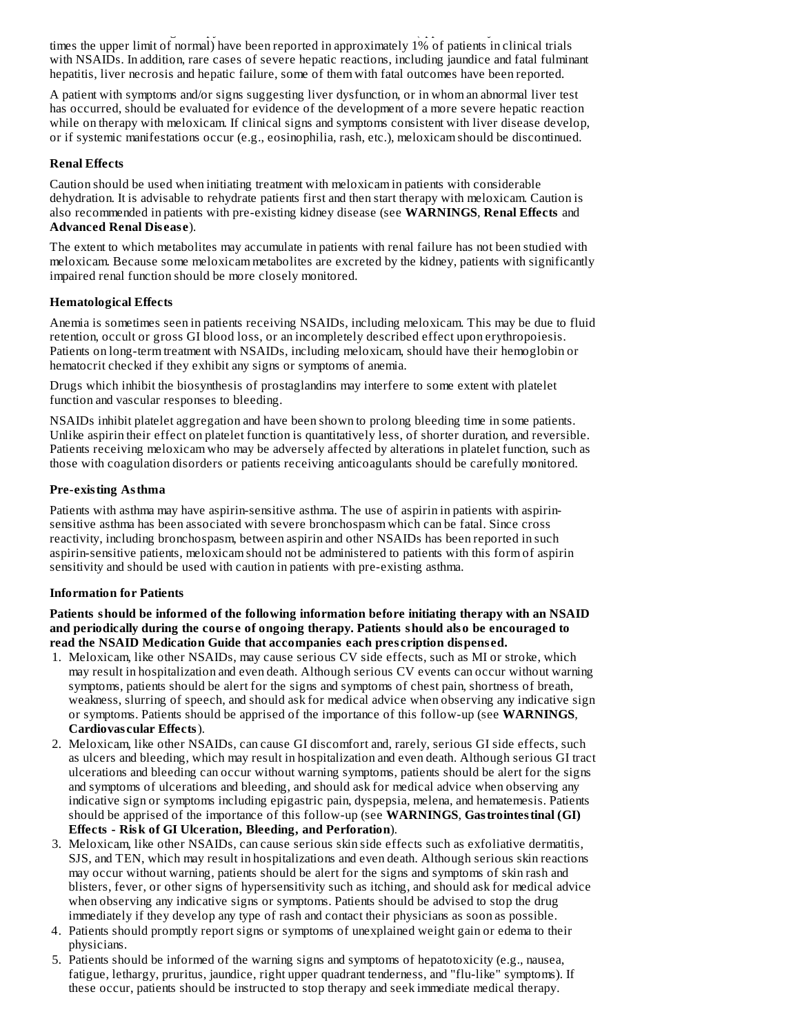times the upper limit of normal) have been reported in approximately 1% of patients in clinical trials with NSAIDs. In addition, rare cases of severe hepatic reactions, including jaundice and fatal fulminant hepatitis, liver necrosis and hepatic failure, some of them with fatal outcomes have been reported.

A patient with symptoms and/or signs suggesting liver dysfunction, or in whom an abnormal liver test has occurred, should be evaluated for evidence of the development of a more severe hepatic reaction while on therapy with meloxicam. If clinical signs and symptoms consistent with liver disease develop, or if systemic manifestations occur (e.g., eosinophilia, rash, etc.), meloxicam should be discontinued.

**Renal Effects**

Caution should be used when initiating treatment with meloxicam in patients with considerable dehydration. It is advisable to rehydrate patients first and then start therapy with meloxicam. Caution is also recommended in patients with pre-existing kidney disease (see **WARNINGS**, **Renal Effects** and **Advanced Renal Disease**).

The extent to which metabolites may accumulate in patients with renal failure has not been studied with meloxicam. Because some meloxicam metabolites are excreted by the kidney, patients with significantly impaired renal function should be more closely monitored.

**Hematological Effects**

Anemia is sometimes seen in patients receiving NSAIDs, including meloxicam. This may be due to fluid retention, occult or gross GI blood loss, or an incompletely described effect upon erythropoiesis. Patients on long-term treatment with NSAIDs, including meloxicam, should have their hemoglobin or hematocrit checked if they exhibit any signs or symptoms of anemia.

Drugs which inhibit the biosynthesis of prostaglandins may interfere to some extent with platelet function and vascular responses to bleeding.

NSAIDs inhibit platelet aggregation and have been shown to prolong bleeding time in some patients. Unlike aspirin their effect on platelet function is quantitatively less, of shorter duration, and reversible. Patients receiving meloxicam who may be adversely affected by alterations in platelet function, such as those with coagulation disorders or patients receiving anticoagulants should be carefully monitored.

**Pre-existing Asthma**

Patients with asthma may have aspirin-sensitive asthma. The use of aspirin in patients with aspirin-sensitive asthma has been associated with severe bronchospasm which can be fatal. Since cross reactivity, including bronchospasm, between aspirin and other NSAIDs has been reported in such aspirin-sensitive patients, meloxicam should not be administered to patients with this form of aspirin sensitivity and should be used with caution in patients with pre-existing asthma.

**Information for Patients**

**Patients should be informed of the following information before initiating therapy with an NSAID and periodically during the course of ongoing therapy. Patients should also be encouraged to read the NSAID Medication Guide that accompanies each prescription dispensed.**

1. Meloxicam, like other NSAIDs, may cause serious CV side effects, such as MI or stroke, which may result in hospitalization and even death. Although serious CV events can occur without warning symptoms, patients should be alert for the signs and symptoms of chest pain, shortness of breath, weakness, slurring of speech, and should ask for medical advice when observing any indicative sign or symptoms. Patients should be apprised of the importance of this follow-up (see **WARNINGS**, **Cardiovascular Effects**).
2. Meloxicam, like other NSAIDs, can cause GI discomfort and, rarely, serious GI side effects, such as ulcers and bleeding, which may result in hospitalization and even death. Although serious GI tract ulcerations and bleeding can occur without warning symptoms, patients should be alert for the signs and symptoms of ulcerations and bleeding, and should ask for medical advice when observing any indicative sign or symptoms including epigastric pain, dyspepsia, melena, and hematemesis. Patients should be apprised of the importance of this follow-up (see **WARNINGS**, **Gastrointestinal (GI) Effects - Risk of GI Ulceration, Bleeding, and Perforation**).
3. Meloxicam, like other NSAIDs, can cause serious skin side effects such as exfoliative dermatitis, SJS, and TEN, which may result in hospitalizations and even death. Although serious skin reactions may occur without warning, patients should be alert for the signs and symptoms of skin rash and blisters, fever, or other signs of hypersensitivity such as itching, and should ask for medical advice when observing any indicative signs or symptoms. Patients should be advised to stop the drug immediately if they develop any type of rash and contact their physicians as soon as possible.
4. Patients should promptly report signs or symptoms of unexplained weight gain or edema to their physicians.
5. Patients should be informed of the warning signs and symptoms of hepatotoxicity (e.g., nausea, fatigue, lethargy, pruritus, jaundice, right upper quadrant tenderness, and "flu-like" symptoms). If these occur, patients should be instructed to stop therapy and seek immediate medical therapy.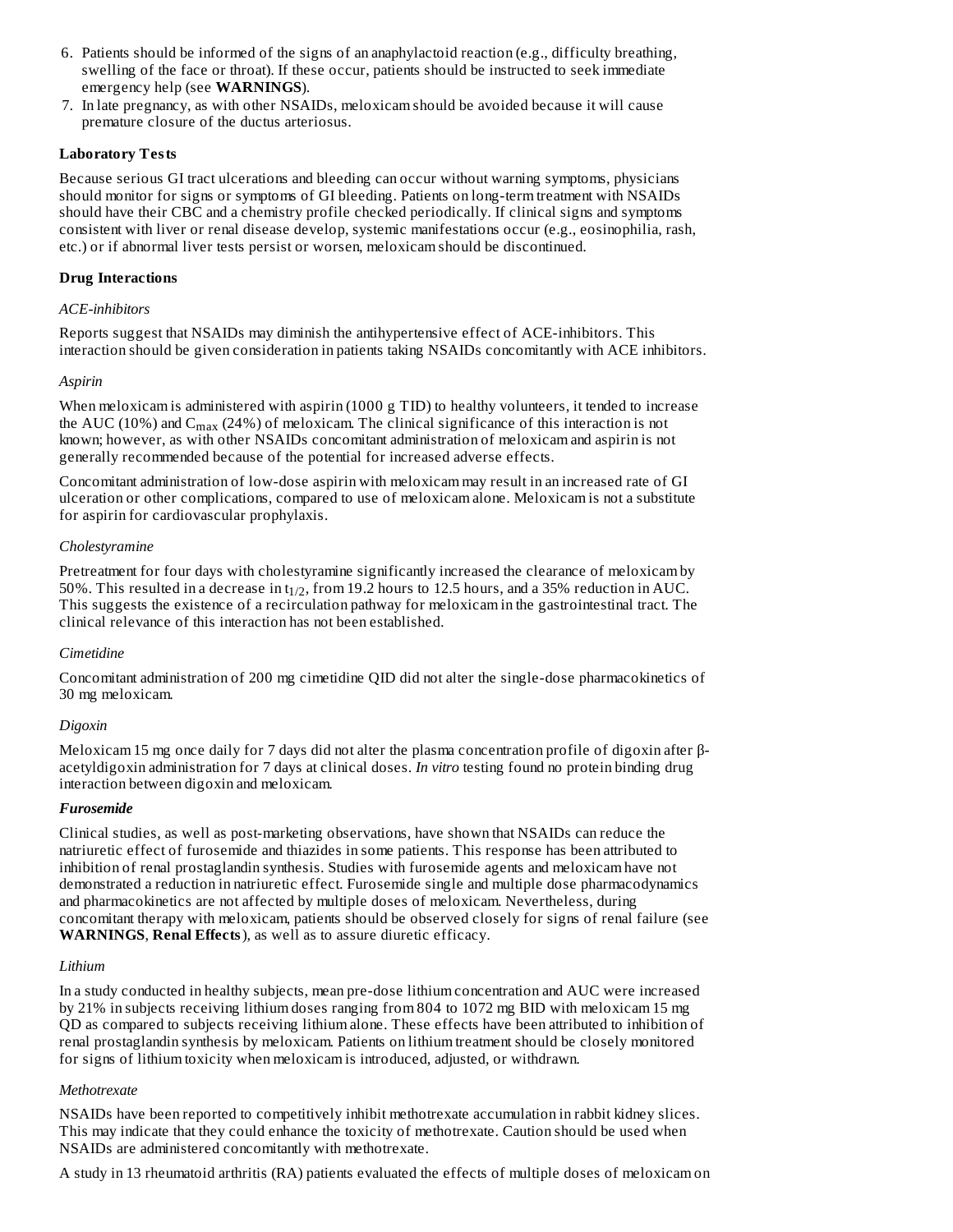6. Patients should be informed of the signs of an anaphylactoid reaction (e.g., difficulty breathing, swelling of the face or throat). If these occur, patients should be instructed to seek immediate emergency help (see **WARNINGS**).
7. In late pregnancy, as with other NSAIDs, meloxicam should be avoided because it will cause premature closure of the ductus arteriosus.

**Laboratory Tests**

Because serious GI tract ulcerations and bleeding can occur without warning symptoms, physicians should monitor for signs or symptoms of GI bleeding. Patients on long-term treatment with NSAIDs should have their CBC and a chemistry profile checked periodically. If clinical signs and symptoms consistent with liver or renal disease develop, systemic manifestations occur (e.g., eosinophilia, rash, etc.) or if abnormal liver tests persist or worsen, meloxicam should be discontinued.

**Drug Interactions**

*ACE-inhibitors*

Reports suggest that NSAIDs may diminish the antihypertensive effect of ACE-inhibitors. This interaction should be given consideration in patients taking NSAIDs concomitantly with ACE inhibitors.

*Aspirin*

When meloxicam is administered with aspirin (1000 g TID) to healthy volunteers, it tended to increase the AUC (10%) and $C_{max}$ (24%) of meloxicam. The clinical significance of this interaction is not known; however, as with other NSAIDs concomitant administration of meloxicam and aspirin is not generally recommended because of the potential for increased adverse effects.

Concomitant administration of low-dose aspirin with meloxicam may result in an increased rate of GI ulceration or other complications, compared to use of meloxicam alone. Meloxicam is not a substitute for aspirin for cardiovascular prophylaxis.

*Cholestyramine*

Pretreatment for four days with cholestyramine significantly increased the clearance of meloxicam by 50%. This resulted in a decrease in $t_{1/2}$, from 19.2 hours to 12.5 hours, and a 35% reduction in AUC. This suggests the existence of a recirculation pathway for meloxicam in the gastrointestinal tract. The clinical relevance of this interaction has not been established.

*Cimetidine*

Concomitant administration of 200 mg cimetidine QID did not alter the single-dose pharmacokinetics of 30 mg meloxicam.

*Digoxin*

Meloxicam 15 mg once daily for 7 days did not alter the plasma concentration profile of digoxin after β-acetyldigoxin administration for 7 days at clinical doses. *In vitro* testing found no protein binding drug interaction between digoxin and meloxicam.

***Furosemide***

Clinical studies, as well as post-marketing observations, have shown that NSAIDs can reduce the natriuretic effect of furosemide and thiazides in some patients. This response has been attributed to inhibition of renal prostaglandin synthesis. Studies with furosemide agents and meloxicam have not demonstrated a reduction in natriuretic effect. Furosemide single and multiple dose pharmacodynamics and pharmacokinetics are not affected by multiple doses of meloxicam. Nevertheless, during concomitant therapy with meloxicam, patients should be observed closely for signs of renal failure (see **WARNINGS**, **Renal Effects**), as well as to assure diuretic efficacy.

*Lithium*

In a study conducted in healthy subjects, mean pre-dose lithium concentration and AUC were increased by 21% in subjects receiving lithium doses ranging from 804 to 1072 mg BID with meloxicam 15 mg QD as compared to subjects receiving lithium alone. These effects have been attributed to inhibition of renal prostaglandin synthesis by meloxicam. Patients on lithium treatment should be closely monitored for signs of lithium toxicity when meloxicam is introduced, adjusted, or withdrawn.

*Methotrexate*

NSAIDs have been reported to competitively inhibit methotrexate accumulation in rabbit kidney slices. This may indicate that they could enhance the toxicity of methotrexate. Caution should be used when NSAIDs are administered concomitantly with methotrexate.

A study in 13 rheumatoid arthritis (RA) patients evaluated the effects of multiple doses of meloxicam on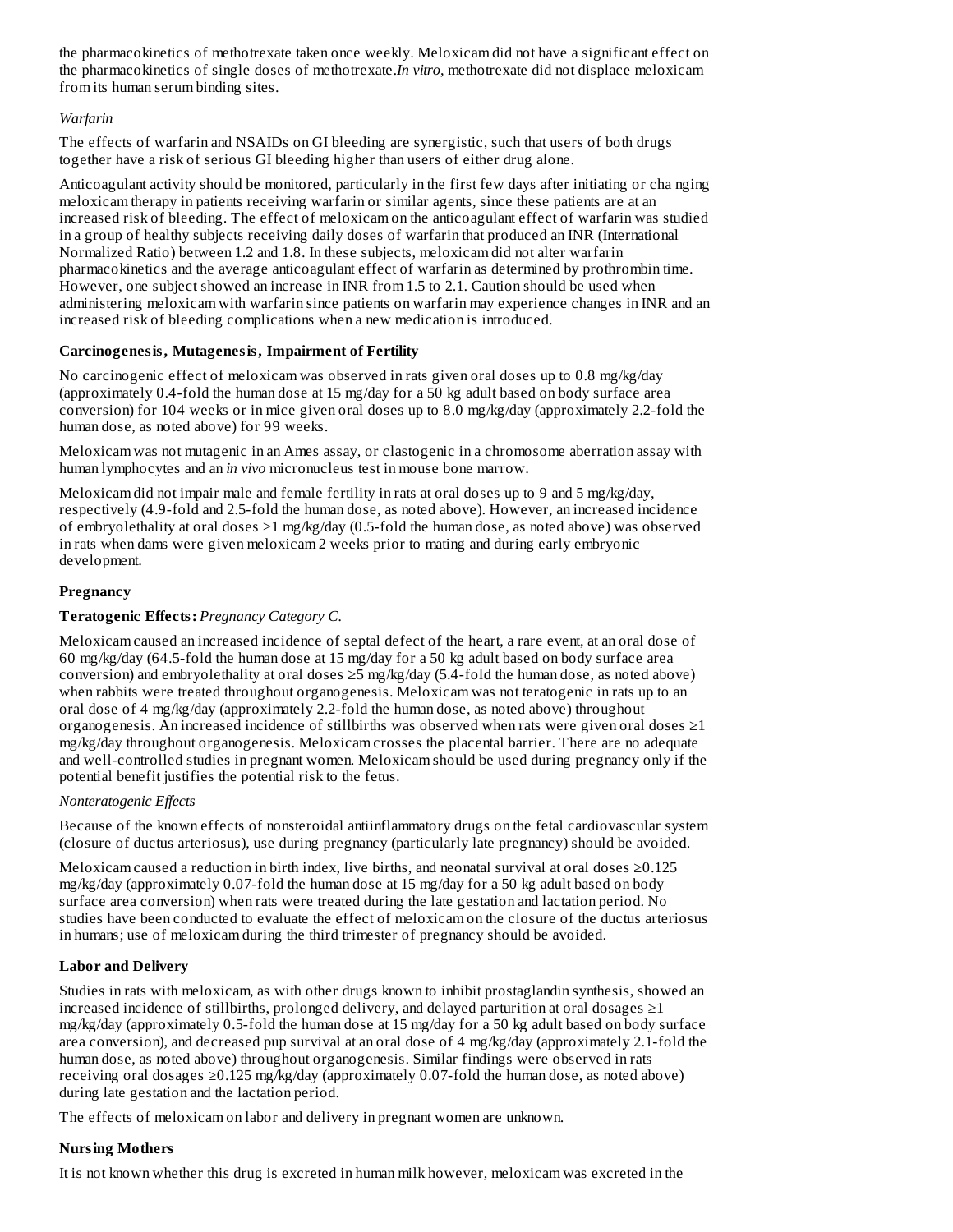the pharmacokinetics of methotrexate taken once weekly. Meloxicam did not have a significant effect on the pharmacokinetics of single doses of methotrexate. *In vitro*, methotrexate did not displace meloxicam from its human serum binding sites.

*Warfarin*

The effects of warfarin and NSAIDs on GI bleeding are synergistic, such that users of both drugs together have a risk of serious GI bleeding higher than users of either drug alone.

Anticoagulant activity should be monitored, particularly in the first few days after initiating or changing meloxicam therapy in patients receiving warfarin or similar agents, since these patients are at an increased risk of bleeding. The effect of meloxicam on the anticoagulant effect of warfarin was studied in a group of healthy subjects receiving daily doses of warfarin that produced an INR (International Normalized Ratio) between 1.2 and 1.8. In these subjects, meloxicam did not alter warfarin pharmacokinetics and the average anticoagulant effect of warfarin as determined by prothrombin time. However, one subject showed an increase in INR from 1.5 to 2.1. Caution should be used when administering meloxicam with warfarin since patients on warfarin may experience changes in INR and an increased risk of bleeding complications when a new medication is introduced.

**Carcinogenesis, Mutagenesis, Impairment of Fertility**

No carcinogenic effect of meloxicam was observed in rats given oral doses up to 0.8 mg/kg/day (approximately 0.4-fold the human dose at 15 mg/day for a 50 kg adult based on body surface area conversion) for 104 weeks or in mice given oral doses up to 8.0 mg/kg/day (approximately 2.2-fold the human dose, as noted above) for 99 weeks.

Meloxicam was not mutagenic in an Ames assay, or clastogenic in a chromosome aberration assay with human lymphocytes and an *in vivo* micronucleus test in mouse bone marrow.

Meloxicam did not impair male and female fertility in rats at oral doses up to 9 and 5 mg/kg/day, respectively (4.9-fold and 2.5-fold the human dose, as noted above). However, an increased incidence of embryolethality at oral doses ≥1 mg/kg/day (0.5-fold the human dose, as noted above) was observed in rats when dams were given meloxicam 2 weeks prior to mating and during early embryonic development.

**Pregnancy**

**Teratogenic Effects:** *Pregnancy Category C.*

Meloxicam caused an increased incidence of septal defect of the heart, a rare event, at an oral dose of 60 mg/kg/day (64.5-fold the human dose at 15 mg/day for a 50 kg adult based on body surface area conversion) and embryolethality at oral doses ≥5 mg/kg/day (5.4-fold the human dose, as noted above) when rabbits were treated throughout organogenesis. Meloxicam was not teratogenic in rats up to an oral dose of 4 mg/kg/day (approximately 2.2-fold the human dose, as noted above) throughout organogenesis. An increased incidence of stillbirths was observed when rats were given oral doses ≥1 mg/kg/day throughout organogenesis. Meloxicam crosses the placental barrier. There are no adequate and well-controlled studies in pregnant women. Meloxicam should be used during pregnancy only if the potential benefit justifies the potential risk to the fetus.

*Nonteratogenic Effects*

Because of the known effects of nonsteroidal antiinflammatory drugs on the fetal cardiovascular system (closure of ductus arteriosus), use during pregnancy (particularly late pregnancy) should be avoided.

Meloxicam caused a reduction in birth index, live births, and neonatal survival at oral doses ≥0.125 mg/kg/day (approximately 0.07-fold the human dose at 15 mg/day for a 50 kg adult based on body surface area conversion) when rats were treated during the late gestation and lactation period. No studies have been conducted to evaluate the effect of meloxicam on the closure of the ductus arteriosus in humans; use of meloxicam during the third trimester of pregnancy should be avoided.

**Labor and Delivery**

Studies in rats with meloxicam, as with other drugs known to inhibit prostaglandin synthesis, showed an increased incidence of stillbirths, prolonged delivery, and delayed parturition at oral dosages ≥1 mg/kg/day (approximately 0.5-fold the human dose at 15 mg/day for a 50 kg adult based on body surface area conversion), and decreased pup survival at an oral dose of 4 mg/kg/day (approximately 2.1-fold the human dose, as noted above) throughout organogenesis. Similar findings were observed in rats receiving oral dosages ≥0.125 mg/kg/day (approximately 0.07-fold the human dose, as noted above) during late gestation and the lactation period.

The effects of meloxicam on labor and delivery in pregnant women are unknown.

**Nursing Mothers**

It is not known whether this drug is excreted in human milk however, meloxicam was excreted in the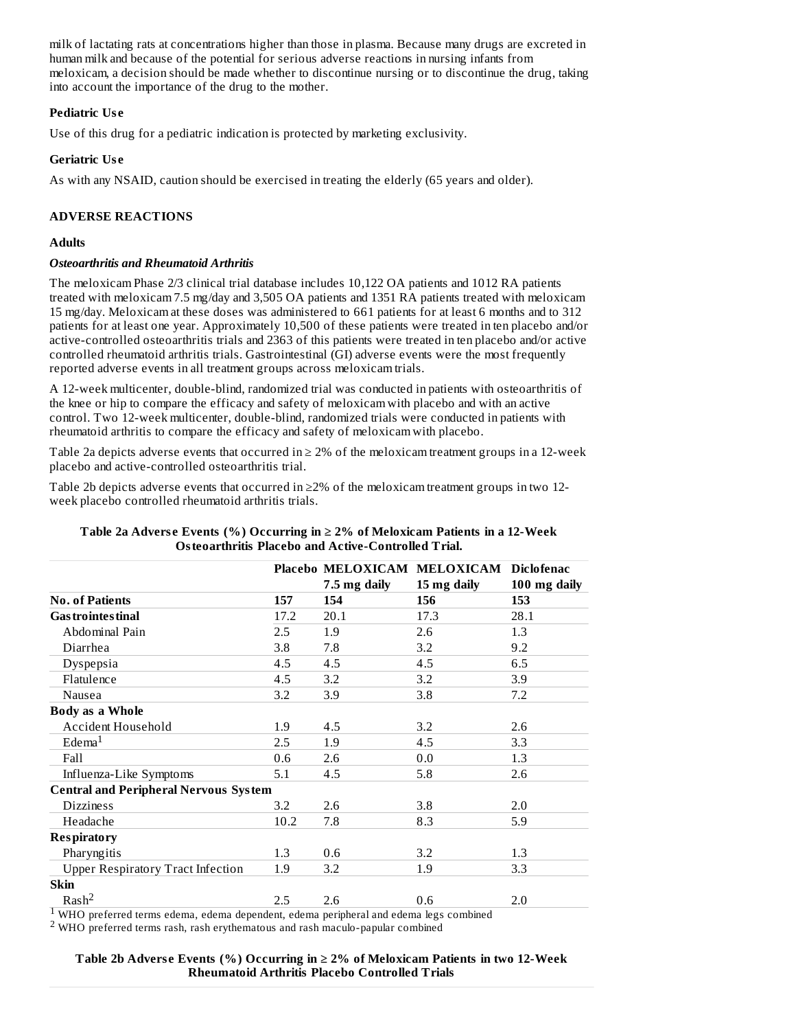milk of lactating rats at concentrations higher than those in plasma. Because many drugs are excreted in human milk and because of the potential for serious adverse reactions in nursing infants from meloxicam, a decision should be made whether to discontinue nursing or to discontinue the drug, taking into account the importance of the drug to the mother.

**Pediatric Use**

Use of this drug for a pediatric indication is protected by marketing exclusivity.

**Geriatric Use**

As with any NSAID, caution should be exercised in treating the elderly (65 years and older).

## ADVERSE REACTIONS

**Adults**

***Osteoarthritis and Rheumatoid Arthritis***

The meloxicam Phase 2/3 clinical trial database includes 10,122 OA patients and 1012 RA patients treated with meloxicam 7.5 mg/day and 3,505 OA patients and 1351 RA patients treated with meloxicam 15 mg/day. Meloxicam at these doses was administered to 661 patients for at least 6 months and to 312 patients for at least one year. Approximately 10,500 of these patients were treated in ten placebo and/or active-controlled osteoarthritis trials and 2363 of this patients were treated in ten placebo and/or active controlled rheumatoid arthritis trials. Gastrointestinal (GI) adverse events were the most frequently reported adverse events in all treatment groups across meloxicam trials.

A 12-week multicenter, double-blind, randomized trial was conducted in patients with osteoarthritis of the knee or hip to compare the efficacy and safety of meloxicam with placebo and with an active control. Two 12-week multicenter, double-blind, randomized trials were conducted in patients with rheumatoid arthritis to compare the efficacy and safety of meloxicam with placebo.

Table 2a depicts adverse events that occurred in ≥ 2% of the meloxicam treatment groups in a 12-week placebo and active-controlled osteoarthritis trial.

Table 2b depicts adverse events that occurred in ≥2% of the meloxicam treatment groups in two 12-week placebo controlled rheumatoid arthritis trials.

**Table 2a Adverse Events (%) Occurring in ≥ 2% of Meloxicam Patients in a 12-Week Osteoarthritis Placebo and Active-Controlled Trial.**

| | Placebo | MELOXICAM 7.5 mg daily | MELOXICAM 15 mg daily | Diclofenac 100 mg daily |
|---|---|---|---|---|
| **No. of Patients** | **157** | **154** | **156** | **153** |
| **Gastrointestinal** | 17.2 | 20.1 | 17.3 | 28.1 |
| Abdominal Pain | 2.5 | 1.9 | 2.6 | 1.3 |
| Diarrhea | 3.8 | 7.8 | 3.2 | 9.2 |
| Dyspepsia | 4.5 | 4.5 | 4.5 | 6.5 |
| Flatulence | 4.5 | 3.2 | 3.2 | 3.9 |
| Nausea | 3.2 | 3.9 | 3.8 | 7.2 |
| **Body as a Whole** | | | | |
| Accident Household | 1.9 | 4.5 | 3.2 | 2.6 |
| Edema[1] | 2.5 | 1.9 | 4.5 | 3.3 |
| Fall | 0.6 | 2.6 | 0.0 | 1.3 |
| Influenza-Like Symptoms | 5.1 | 4.5 | 5.8 | 2.6 |
| **Central and Peripheral Nervous System** | | | | |
| Dizziness | 3.2 | 2.6 | 3.8 | 2.0 |
| Headache | 10.2 | 7.8 | 8.3 | 5.9 |
| **Respiratory** | | | | |
| Pharyngitis | 1.3 | 0.6 | 3.2 | 1.3 |
| Upper Respiratory Tract Infection | 1.9 | 3.2 | 1.9 | 3.3 |
| **Skin** | | | | |
| Rash[2] | 2.5 | 2.6 | 0.6 | 2.0 |

[1] WHO preferred terms edema, edema dependent, edema peripheral and edema legs combined

[2] WHO preferred terms rash, rash erythematous and rash maculo-papular combined

**Table 2b Adverse Events (%) Occurring in ≥ 2% of Meloxicam Patients in two 12-Week Rheumatoid Arthritis Placebo Controlled Trials**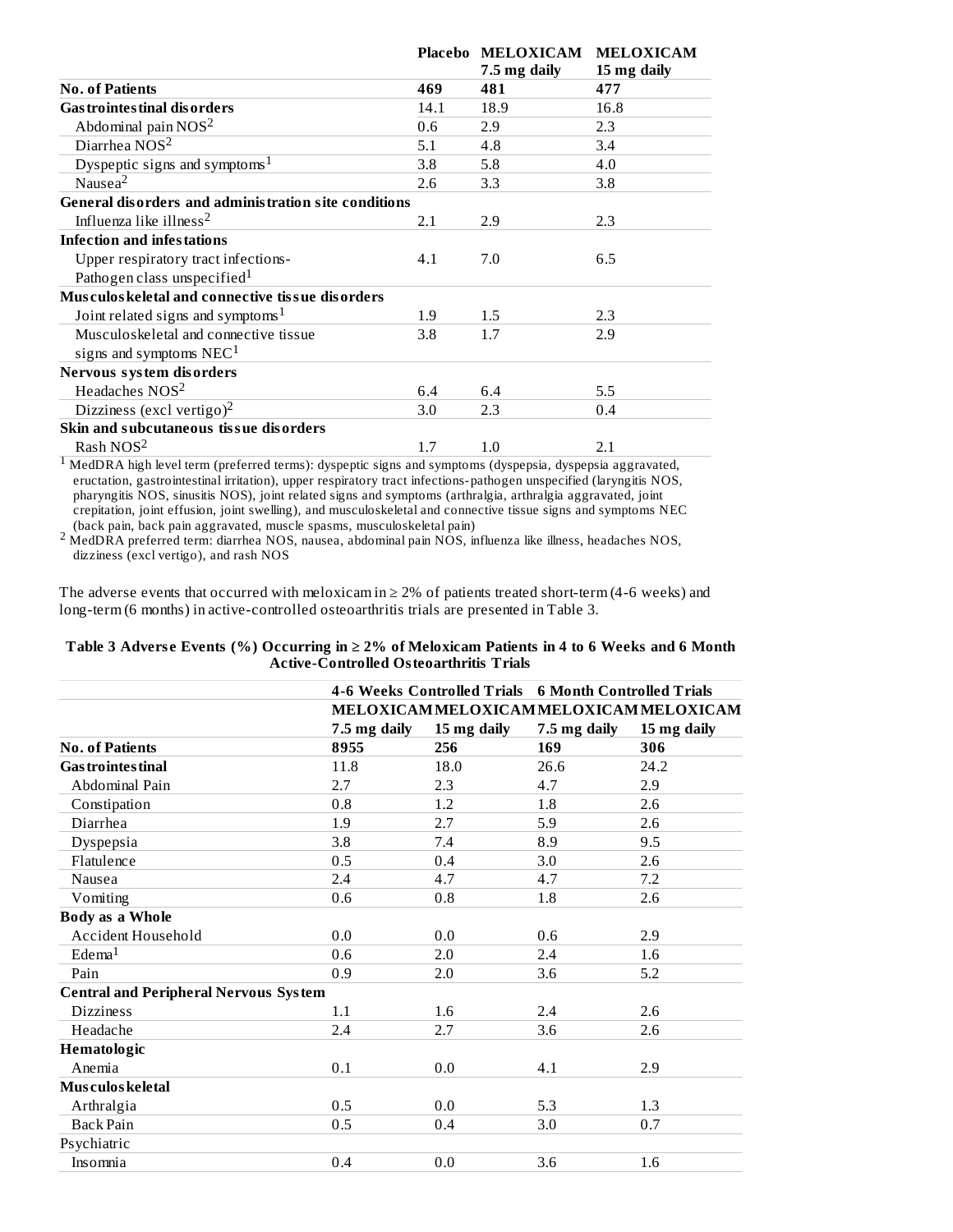| | Placebo | MELOXICAM 7.5 mg daily | MELOXICAM 15 mg daily |
|---|---|---|---|
| **No. of Patients** | **469** | **481** | **477** |
| **Gastrointestinal disorders** | 14.1 | 18.9 | 16.8 |
| Abdominal pain NOS[2] | 0.6 | 2.9 | 2.3 |
| Diarrhea NOS[2] | 5.1 | 4.8 | 3.4 |
| Dyspeptic signs and symptoms[1] | 3.8 | 5.8 | 4.0 |
| Nausea[2] | 2.6 | 3.3 | 3.8 |
| **General disorders and administration site conditions** | | | |
| Influenza like illness[2] | 2.1 | 2.9 | 2.3 |
| **Infection and infestations** | | | |
| Upper respiratory tract infections-Pathogen class unspecified[1] | 4.1 | 7.0 | 6.5 |
| **Musculoskeletal and connective tissue disorders** | | | |
| Joint related signs and symptoms[1] | 1.9 | 1.5 | 2.3 |
| Musculoskeletal and connective tissue signs and symptoms NEC[1] | 3.8 | 1.7 | 2.9 |
| **Nervous system disorders** | | | |
| Headaches NOS[2] | 6.4 | 6.4 | 5.5 |
| Dizziness (excl vertigo)[2] | 3.0 | 2.3 | 0.4 |
| **Skin and subcutaneous tissue disorders** | | | |
| Rash NOS[2] | 1.7 | 1.0 | 2.1 |

[1] MedDRA high level term (preferred terms): dyspeptic signs and symptoms (dyspepsia, dyspepsia aggravated, eructation, gastrointestinal irritation), upper respiratory tract infections-pathogen unspecified (laryngitis NOS, pharyngitis NOS, sinusitis NOS), joint related signs and symptoms (arthralgia, arthralgia aggravated, joint crepitation, joint effusion, joint swelling), and musculoskeletal and connective tissue signs and symptoms NEC (back pain, back pain aggravated, muscle spasms, musculoskeletal pain)

[2] MedDRA preferred term: diarrhea NOS, nausea, abdominal pain NOS, influenza like illness, headaches NOS, dizziness (excl vertigo), and rash NOS

The adverse events that occurred with meloxicam in ≥ 2% of patients treated short-term (4-6 weeks) and long-term (6 months) in active-controlled osteoarthritis trials are presented in Table 3.

**Table 3 Adverse Events (%) Occurring in ≥ 2% of Meloxicam Patients in 4 to 6 Weeks and 6 Month Active-Controlled Osteoarthritis Trials**

| | 4-6 Weeks Controlled Trials | | 6 Month Controlled Trials | |
|---|---|---|---|---|
| | MELOXICAM 7.5 mg daily | MELOXICAM 15 mg daily | MELOXICAM 7.5 mg daily | MELOXICAM 15 mg daily |
| **No. of Patients** | **8955** | **256** | **169** | **306** |
| **Gastrointestinal** | 11.8 | 18.0 | 26.6 | 24.2 |
| Abdominal Pain | 2.7 | 2.3 | 4.7 | 2.9 |
| Constipation | 0.8 | 1.2 | 1.8 | 2.6 |
| Diarrhea | 1.9 | 2.7 | 5.9 | 2.6 |
| Dyspepsia | 3.8 | 7.4 | 8.9 | 9.5 |
| Flatulence | 0.5 | 0.4 | 3.0 | 2.6 |
| Nausea | 2.4 | 4.7 | 4.7 | 7.2 |
| Vomiting | 0.6 | 0.8 | 1.8 | 2.6 |
| **Body as a Whole** | | | | |
| Accident Household | 0.0 | 0.0 | 0.6 | 2.9 |
| Edema[1] | 0.6 | 2.0 | 2.4 | 1.6 |
| Pain | 0.9 | 2.0 | 3.6 | 5.2 |
| **Central and Peripheral Nervous System** | | | | |
| Dizziness | 1.1 | 1.6 | 2.4 | 2.6 |
| Headache | 2.4 | 2.7 | 3.6 | 2.6 |
| **Hematologic** | | | | |
| Anemia | 0.1 | 0.0 | 4.1 | 2.9 |
| **Musculoskeletal** | | | | |
| Arthralgia | 0.5 | 0.0 | 5.3 | 1.3 |
| Back Pain | 0.5 | 0.4 | 3.0 | 0.7 |
| Psychiatric | | | | |
| Insomnia | 0.4 | 0.0 | 3.6 | 1.6 |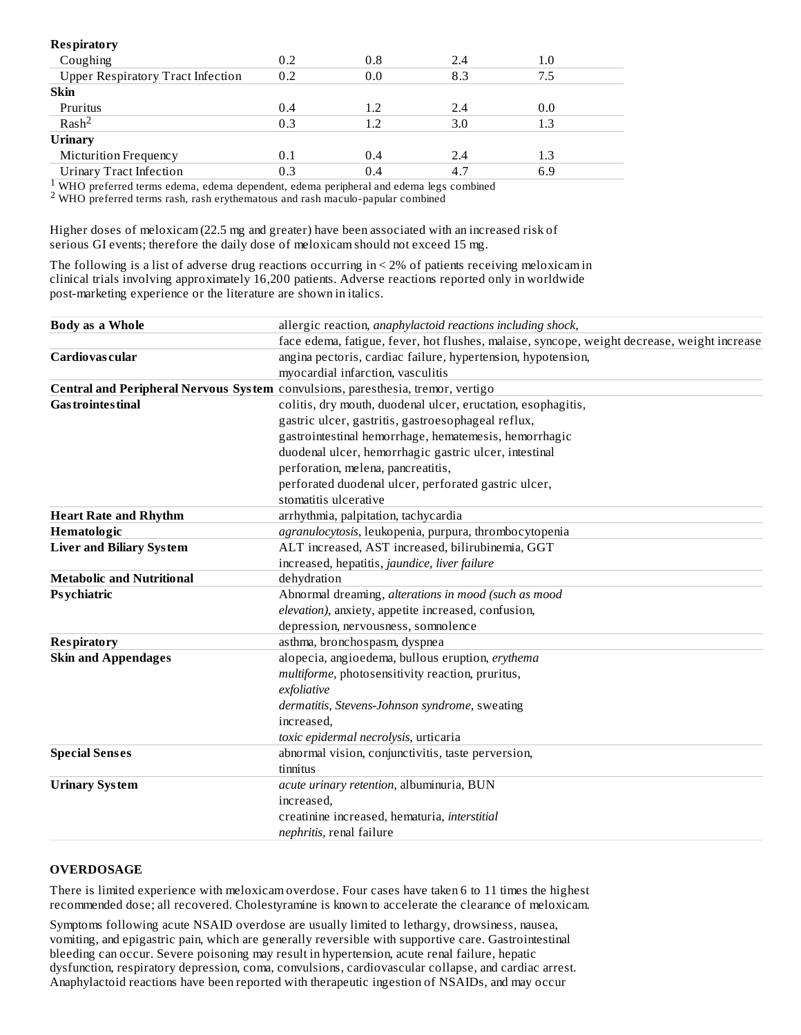| | | | | |
|---|---|---|---|---|
| **Respiratory** | | | | |
| Coughing | 0.2 | 0.8 | 2.4 | 1.0 |
| Upper Respiratory Tract Infection | 0.2 | 0.0 | 8.3 | 7.5 |
| **Skin** | | | | |
| Pruritus | 0.4 | 1.2 | 2.4 | 0.0 |
| Rash[2] | 0.3 | 1.2 | 3.0 | 1.3 |
| **Urinary** | | | | |
| Micturition Frequency | 0.1 | 0.4 | 2.4 | 1.3 |
| Urinary Tract Infection | 0.3 | 0.4 | 4.7 | 6.9 |

[1] WHO preferred terms edema, edema dependent, edema peripheral and edema legs combined
[2] WHO preferred terms rash, rash erythematous and rash maculo-papular combined

Higher doses of meloxicam (22.5 mg and greater) have been associated with an increased risk of serious GI events; therefore the daily dose of meloxicam should not exceed 15 mg.

The following is a list of adverse drug reactions occurring in < 2% of patients receiving meloxicam in clinical trials involving approximately 16,200 patients. Adverse reactions reported only in worldwide post-marketing experience or the literature are shown in italics.

| | |
|---|---|
| **Body as a Whole** | allergic reaction, *anaphylactoid reactions including shock,* face edema, fatigue, fever, hot flushes, malaise, syncope, weight decrease, weight increase |
| **Cardiovascular** | angina pectoris, cardiac failure, hypertension, hypotension, myocardial infarction, vasculitis |
| **Central and Peripheral Nervous System** | convulsions, paresthesia, tremor, vertigo |
| **Gastrointestinal** | colitis, dry mouth, duodenal ulcer, eructation, esophagitis, gastric ulcer, gastritis, gastroesophageal reflux, gastrointestinal hemorrhage, hematemesis, hemorrhagic duodenal ulcer, hemorrhagic gastric ulcer, intestinal perforation, melena, pancreatitis, perforated duodenal ulcer, perforated gastric ulcer, stomatitis ulcerative |
| **Heart Rate and Rhythm** | arrhythmia, palpitation, tachycardia |
| **Hematologic** | *agranulocytosis,* leukopenia, purpura, thrombocytopenia |
| **Liver and Biliary System** | ALT increased, AST increased, bilirubinemia, GGT increased, hepatitis, *jaundice, liver failure* |
| **Metabolic and Nutritional** | dehydration |
| **Psychiatric** | Abnormal dreaming, *alterations in mood (such as mood elevation),* anxiety, appetite increased, confusion, depression, nervousness, somnolence |
| **Respiratory** | asthma, bronchospasm, dyspnea |
| **Skin and Appendages** | alopecia, angioedema, bullous eruption, *erythema multiforme,* photosensitivity reaction, pruritus, *exfoliative dermatitis, Stevens-Johnson syndrome,* sweating increased, *toxic epidermal necrolysis,* urticaria |
| **Special Senses** | abnormal vision, conjunctivitis, taste perversion, tinnitus |
| **Urinary System** | *acute urinary retention,* albuminuria, BUN increased, creatinine increased, hematuria, *interstitial nephritis,* renal failure |

## OVERDOSAGE

There is limited experience with meloxicam overdose. Four cases have taken 6 to 11 times the highest recommended dose; all recovered. Cholestyramine is known to accelerate the clearance of meloxicam.

Symptoms following acute NSAID overdose are usually limited to lethargy, drowsiness, nausea, vomiting, and epigastric pain, which are generally reversible with supportive care. Gastrointestinal bleeding can occur. Severe poisoning may result in hypertension, acute renal failure, hepatic dysfunction, respiratory depression, coma, convulsions, cardiovascular collapse, and cardiac arrest. Anaphylactoid reactions have been reported with therapeutic ingestion of NSAIDs, and may occur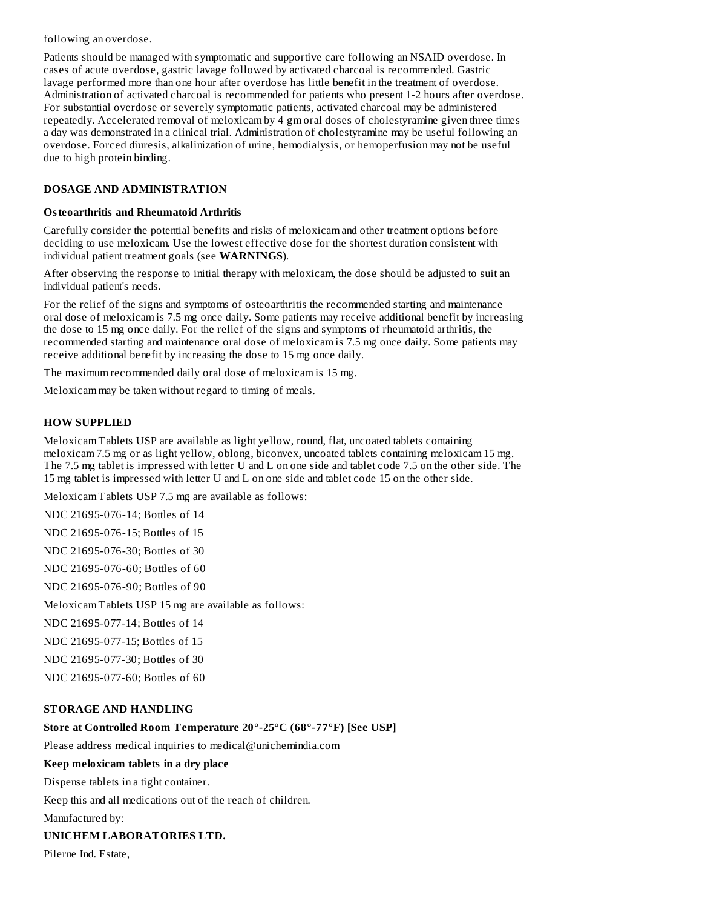following an overdose.

Patients should be managed with symptomatic and supportive care following an NSAID overdose. In cases of acute overdose, gastric lavage followed by activated charcoal is recommended. Gastric lavage performed more than one hour after overdose has little benefit in the treatment of overdose. Administration of activated charcoal is recommended for patients who present 1-2 hours after overdose. For substantial overdose or severely symptomatic patients, activated charcoal may be administered repeatedly. Accelerated removal of meloxicam by 4 gm oral doses of cholestyramine given three times a day was demonstrated in a clinical trial. Administration of cholestyramine may be useful following an overdose. Forced diuresis, alkalinization of urine, hemodialysis, or hemoperfusion may not be useful due to high protein binding.

## DOSAGE AND ADMINISTRATION

### Osteoarthritis and Rheumatoid Arthritis

Carefully consider the potential benefits and risks of meloxicam and other treatment options before deciding to use meloxicam. Use the lowest effective dose for the shortest duration consistent with individual patient treatment goals (see **WARNINGS**).

After observing the response to initial therapy with meloxicam, the dose should be adjusted to suit an individual patient's needs.

For the relief of the signs and symptoms of osteoarthritis the recommended starting and maintenance oral dose of meloxicam is 7.5 mg once daily. Some patients may receive additional benefit by increasing the dose to 15 mg once daily. For the relief of the signs and symptoms of rheumatoid arthritis, the recommended starting and maintenance oral dose of meloxicam is 7.5 mg once daily. Some patients may receive additional benefit by increasing the dose to 15 mg once daily.

The maximum recommended daily oral dose of meloxicam is 15 mg.

Meloxicam may be taken without regard to timing of meals.

## HOW SUPPLIED

Meloxicam Tablets USP are available as light yellow, round, flat, uncoated tablets containing meloxicam 7.5 mg or as light yellow, oblong, biconvex, uncoated tablets containing meloxicam 15 mg. The 7.5 mg tablet is impressed with letter U and L on one side and tablet code 7.5 on the other side. The 15 mg tablet is impressed with letter U and L on one side and tablet code 15 on the other side.

Meloxicam Tablets USP 7.5 mg are available as follows:

NDC 21695-076-14; Bottles of 14

NDC 21695-076-15; Bottles of 15

NDC 21695-076-30; Bottles of 30

NDC 21695-076-60; Bottles of 60

NDC 21695-076-90; Bottles of 90

Meloxicam Tablets USP 15 mg are available as follows:

NDC 21695-077-14; Bottles of 14

NDC 21695-077-15; Bottles of 15

NDC 21695-077-30; Bottles of 30

NDC 21695-077-60; Bottles of 60

## STORAGE AND HANDLING

**Store at Controlled Room Temperature 20°-25°C (68°-77°F) [See USP]**

Please address medical inquiries to medical@unichemindia.com

**Keep meloxicam tablets in a dry place**

Dispense tablets in a tight container.

Keep this and all medications out of the reach of children.

Manufactured by:

**UNICHEM LABORATORIES LTD.**

Pilerne Ind. Estate,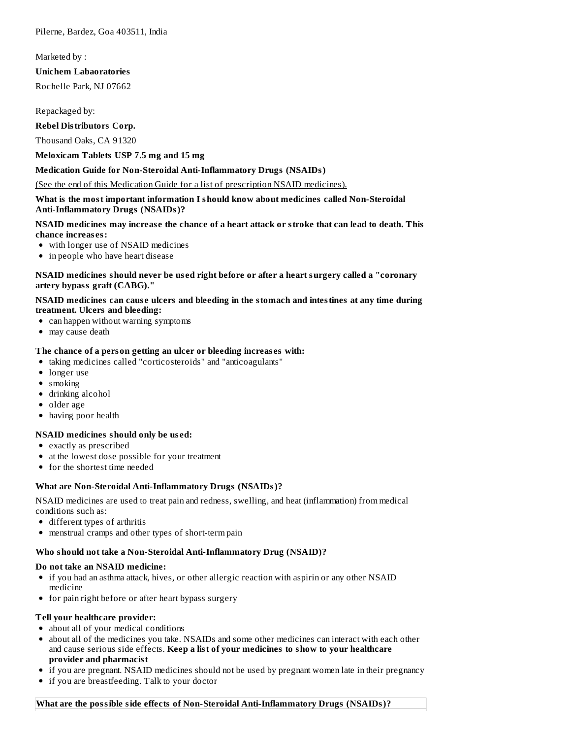Pilerne, Bardez, Goa 403511, India

Marketed by :

**Unichem Labaoratories**

Rochelle Park, NJ 07662

Repackaged by:

**Rebel Distributors Corp.**

Thousand Oaks, CA 91320

**Meloxicam Tablets USP 7.5 mg and 15 mg**

**Medication Guide for Non-Steroidal Anti-Inflammatory Drugs (NSAIDs)**

(See the end of this Medication Guide for a list of prescription NSAID medicines).

**What is the most important information I should know about medicines called Non-Steroidal Anti-Inflammatory Drugs (NSAIDs)?**

**NSAID medicines may increase the chance of a heart attack or stroke that can lead to death. This chance increases:**

- with longer use of NSAID medicines
- in people who have heart disease

**NSAID medicines should never be used right before or after a heart surgery called a "coronary artery bypass graft (CABG)."**

**NSAID medicines can cause ulcers and bleeding in the stomach and intestines at any time during treatment. Ulcers and bleeding:**

- can happen without warning symptoms
- may cause death

**The chance of a person getting an ulcer or bleeding increases with:**

- taking medicines called "corticosteroids" and "anticoagulants"
- longer use
- smoking
- drinking alcohol
- older age
- having poor health

**NSAID medicines should only be used:**

- exactly as prescribed
- at the lowest dose possible for your treatment
- for the shortest time needed

**What are Non-Steroidal Anti-Inflammatory Drugs (NSAIDs)?**

NSAID medicines are used to treat pain and redness, swelling, and heat (inflammation) from medical conditions such as:

- different types of arthritis
- menstrual cramps and other types of short-term pain

**Who should not take a Non-Steroidal Anti-Inflammatory Drug (NSAID)?**

**Do not take an NSAID medicine:**

- if you had an asthma attack, hives, or other allergic reaction with aspirin or any other NSAID medicine
- for pain right before or after heart bypass surgery

**Tell your healthcare provider:**

- about all of your medical conditions
- about all of the medicines you take. NSAIDs and some other medicines can interact with each other and cause serious side effects. **Keep a list of your medicines to show to your healthcare provider and pharmacist**
- if you are pregnant. NSAID medicines should not be used by pregnant women late in their pregnancy
- if you are breastfeeding. Talk to your doctor

**What are the possible side effects of Non-Steroidal Anti-Inflammatory Drugs (NSAIDs)?**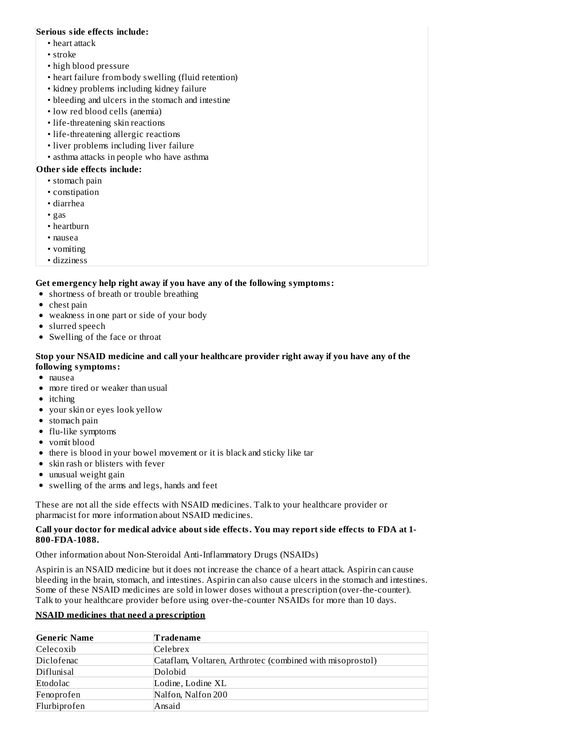**Serious side effects include:**

- heart attack
- stroke
- high blood pressure
- heart failure from body swelling (fluid retention)
- kidney problems including kidney failure
- bleeding and ulcers in the stomach and intestine
- low red blood cells (anemia)
- life-threatening skin reactions
- life-threatening allergic reactions
- liver problems including liver failure
- asthma attacks in people who have asthma

**Other side effects include:**

- stomach pain
- constipation
- diarrhea
- gas
- heartburn
- nausea
- vomiting
- dizziness

**Get emergency help right away if you have any of the following symptoms:**

- shortness of breath or trouble breathing
- chest pain
- weakness in one part or side of your body
- slurred speech
- Swelling of the face or throat

**Stop your NSAID medicine and call your healthcare provider right away if you have any of the following symptoms:**

- nausea
- more tired or weaker than usual
- itching
- your skin or eyes look yellow
- stomach pain
- flu-like symptoms
- vomit blood
- there is blood in your bowel movement or it is black and sticky like tar
- skin rash or blisters with fever
- unusual weight gain
- swelling of the arms and legs, hands and feet

These are not all the side effects with NSAID medicines. Talk to your healthcare provider or pharmacist for more information about NSAID medicines.

**Call your doctor for medical advice about side effects. You may report side effects to FDA at 1-800-FDA-1088.**

Other information about Non-Steroidal Anti-Inflammatory Drugs (NSAIDs)

Aspirin is an NSAID medicine but it does not increase the chance of a heart attack. Aspirin can cause bleeding in the brain, stomach, and intestines. Aspirin can also cause ulcers in the stomach and intestines. Some of these NSAID medicines are sold in lower doses without a prescription (over-the-counter). Talk to your healthcare provider before using over-the-counter NSAIDs for more than 10 days.

**NSAID medicines that need a prescription**

| Generic Name | Tradename |
| --- | --- |
| Celecoxib | Celebrex |
| Diclofenac | Cataflam, Voltaren, Arthrotec (combined with misoprostol) |
| Diflunisal | Dolobid |
| Etodolac | Lodine, Lodine XL |
| Fenoprofen | Nalfon, Nalfon 200 |
| Flurbiprofen | Ansaid |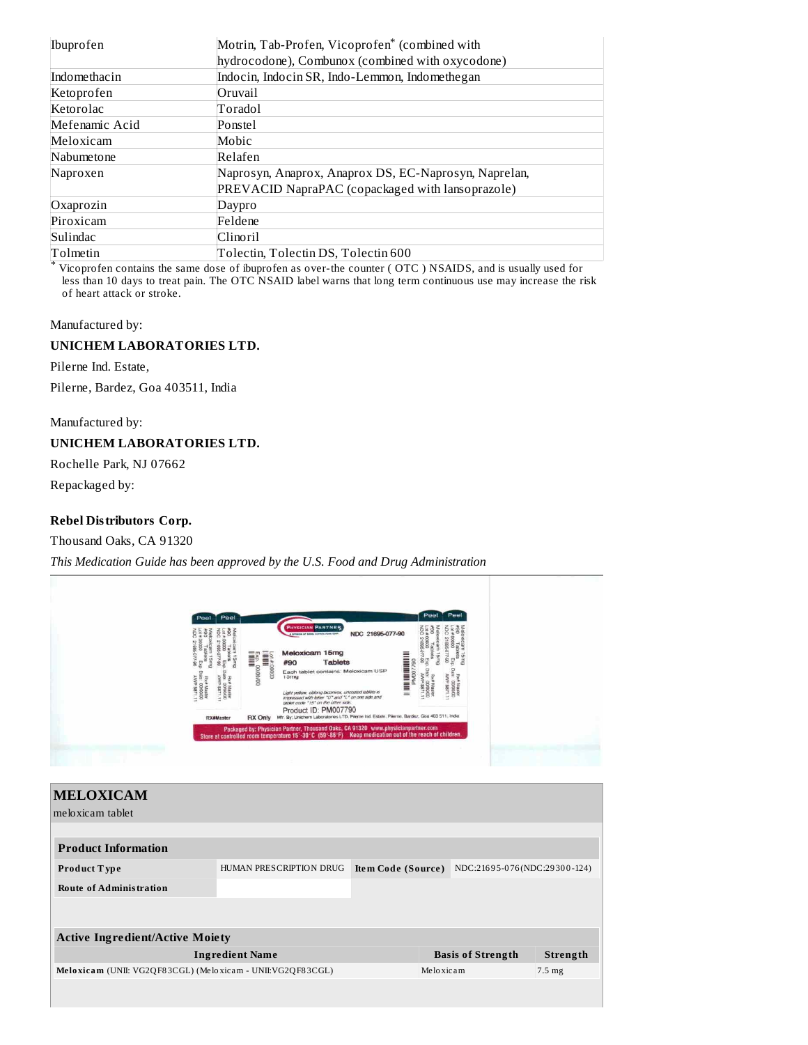| Ibuprofen | Motrin, Tab-Profen, Vicoprofen* (combined with hydrocodone), Combunox (combined with oxycodone) |
|---|---|
| Indomethacin | Indocin, Indocin SR, Indo-Lemmon, Indomethegan |
| Ketoprofen | Oruvail |
| Ketorolac | Toradol |
| Mefenamic Acid | Ponstel |
| Meloxicam | Mobic |
| Nabumetone | Relafen |
| Naproxen | Naprosyn, Anaprox, Anaprox DS, EC-Naprosyn, Naprelan, PREVACID NapraPAC (copackaged with lansoprazole) |
| Oxaprozin | Daypro |
| Piroxicam | Feldene |
| Sulindac | Clinoril |
| Tolmetin | Tolectin, Tolectin DS, Tolectin 600 |

* Vicoprofen contains the same dose of ibuprofen as over-the counter ( OTC ) NSAIDS, and is usually used for less than 10 days to treat pain. The OTC NSAID label warns that long term continuous use may increase the risk of heart attack or stroke.

Manufactured by:

**UNICHEM LABORATORIES LTD.**

Pilerne Ind. Estate,

Pilerne, Bardez, Goa 403511, India

Manufactured by:

**UNICHEM LABORATORIES LTD.**

Rochelle Park, NJ 07662

Repackaged by:

**Rebel Distributors Corp.**

Thousand Oaks, CA 91320

*This Medication Guide has been approved by the U.S. Food and Drug Administration*

---

## MELOXICAM

meloxicam tablet

| Product Information | | | |
|---|---|---|---|
| **Product Type** | HUMAN PRESCRIPTION DRUG | **Item Code (Source)** | NDC:21695-076(NDC:29300-124) |
| **Route of Administration** | | | |

| Active Ingredient/Active Moiety | | |
|---|---|---|
| **Ingredient Name** | **Basis of Strength** | **Strength** |
| **Meloxicam** (UNII: VG2QF83CGL) (Meloxicam - UNII:VG2QF83CGL) | Meloxicam | 7.5 mg |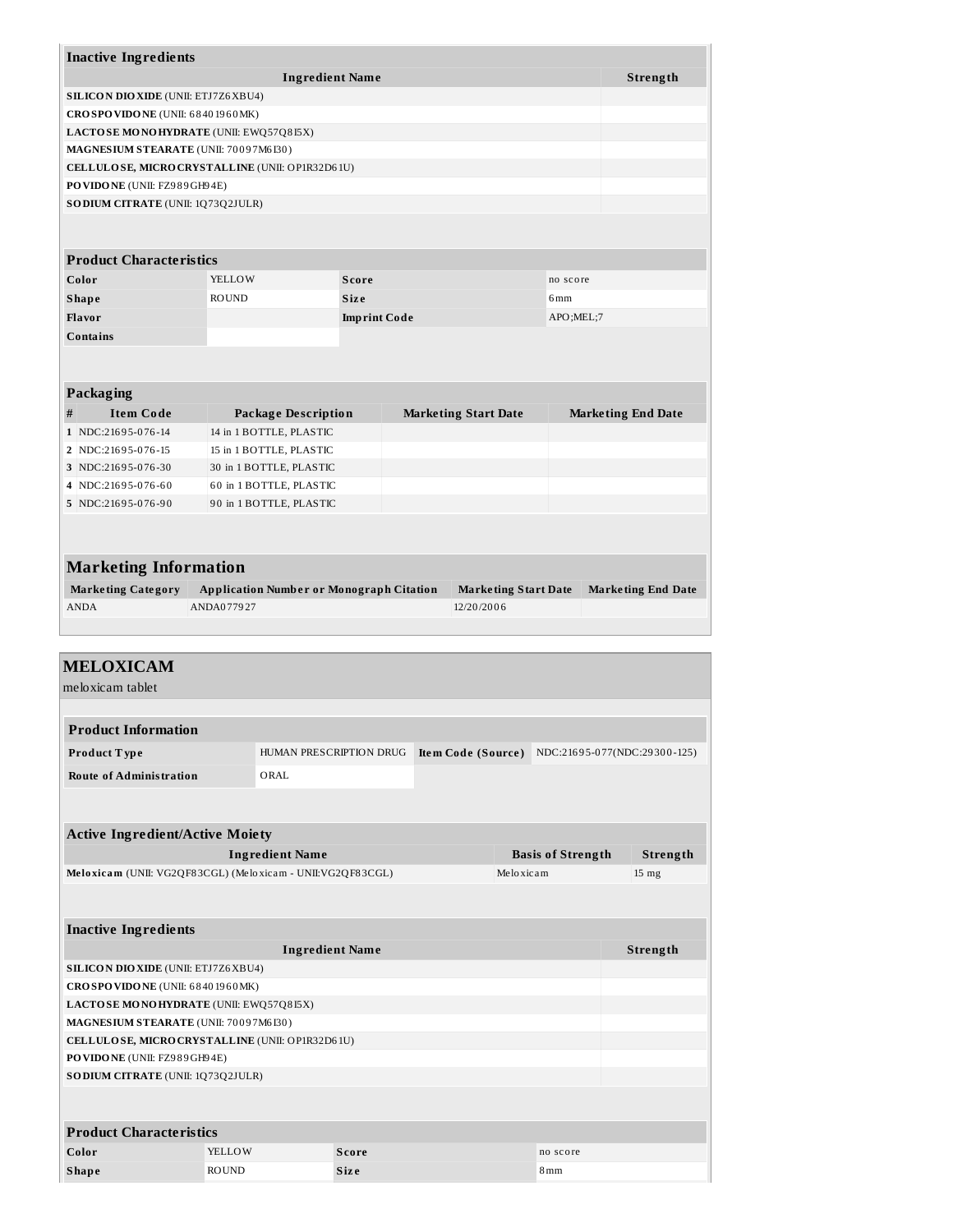| Inactive Ingredients | |
|---|---|
| **Ingredient Name** | **Strength** |
| **SILICON DIOXIDE** (UNII: ETJ7Z6XBU4) | |
| **CROSPOVIDONE** (UNII: 68401960MK) | |
| **LACTOSE MONOHYDRATE** (UNII: EWQ57Q8I5X) | |
| **MAGNESIUM STEARATE** (UNII: 70097M6I30) | |
| **CELLULOSE, MICROCRYSTALLINE** (UNII: OP1R32D61U) | |
| **POVIDONE** (UNII: FZ989GH94E) | |
| **SODIUM CITRATE** (UNII: 1Q73Q2JULR) | |

| Product Characteristics | | | |
|---|---|---|---|
| **Color** | YELLOW | **Score** | no score |
| **Shape** | ROUND | **Size** | 6mm |
| **Flavor** | | **Imprint Code** | APO;MEL;7 |
| **Contains** | | | |

| Packaging | | | | |
|---|---|---|---|---|
| **#** | **Item Code** | **Package Description** | **Marketing Start Date** | **Marketing End Date** |
| 1 | NDC:21695-076-14 | 14 in 1 BOTTLE, PLASTIC | | |
| 2 | NDC:21695-076-15 | 15 in 1 BOTTLE, PLASTIC | | |
| 3 | NDC:21695-076-30 | 30 in 1 BOTTLE, PLASTIC | | |
| 4 | NDC:21695-076-60 | 60 in 1 BOTTLE, PLASTIC | | |
| 5 | NDC:21695-076-90 | 90 in 1 BOTTLE, PLASTIC | | |

| Marketing Information | | | |
|---|---|---|---|
| **Marketing Category** | **Application Number or Monograph Citation** | **Marketing Start Date** | **Marketing End Date** |
| ANDA | ANDA077927 | 12/20/2006 | |

## MELOXICAM

meloxicam tablet

| Product Information | | | |
|---|---|---|---|
| **Product Type** | HUMAN PRESCRIPTION DRUG | **Item Code (Source)** | NDC:21695-077(NDC:29300-125) |
| **Route of Administration** | ORAL | | |

| Active Ingredient/Active Moiety | | |
|---|---|---|
| **Ingredient Name** | **Basis of Strength** | **Strength** |
| **Meloxicam** (UNII: VG2QF83CGL) (Meloxicam - UNII:VG2QF83CGL) | Meloxicam | 15 mg |

| Inactive Ingredients | |
|---|---|
| **Ingredient Name** | **Strength** |
| **SILICON DIOXIDE** (UNII: ETJ7Z6XBU4) | |
| **CROSPOVIDONE** (UNII: 68401960MK) | |
| **LACTOSE MONOHYDRATE** (UNII: EWQ57Q8I5X) | |
| **MAGNESIUM STEARATE** (UNII: 70097M6I30) | |
| **CELLULOSE, MICROCRYSTALLINE** (UNII: OP1R32D61U) | |
| **POVIDONE** (UNII: FZ989GH94E) | |
| **SODIUM CITRATE** (UNII: 1Q73Q2JULR) | |

| Product Characteristics | | | |
|---|---|---|---|
| **Color** | YELLOW | **Score** | no score |
| **Shape** | ROUND | **Size** | 8mm |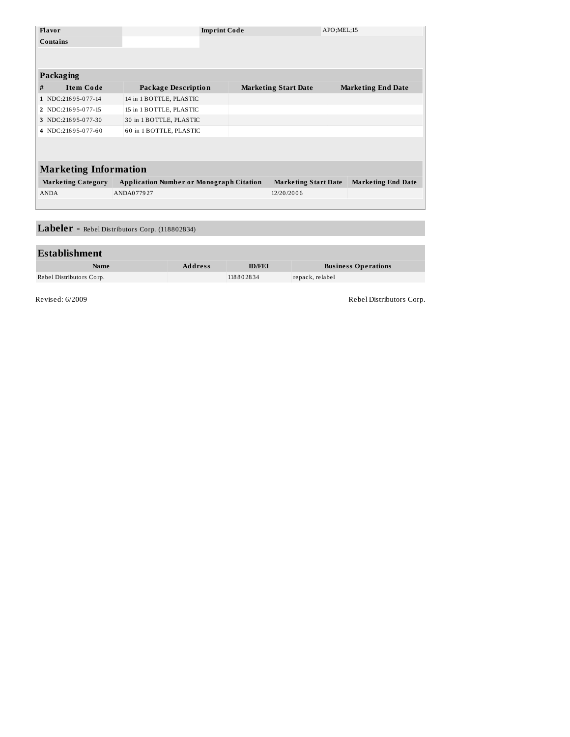| | | | |
|---|---|---|---|
| **Flavor** | | **Imprint Code** | APO;MEL;15 |
| **Contains** | | | |

### Packaging

| # | Item Code | Package Description | Marketing Start Date | Marketing End Date |
|---|---|---|---|---|
| 1 | NDC:21695-077-14 | 14 in 1 BOTTLE, PLASTIC | | |
| 2 | NDC:21695-077-15 | 15 in 1 BOTTLE, PLASTIC | | |
| 3 | NDC:21695-077-30 | 30 in 1 BOTTLE, PLASTIC | | |
| 4 | NDC:21695-077-60 | 60 in 1 BOTTLE, PLASTIC | | |

### Marketing Information

| Marketing Category | Application Number or Monograph Citation | Marketing Start Date | Marketing End Date |
|---|---|---|---|
| ANDA | ANDA077927 | 12/20/2006 | |

## Labeler - Rebel Distributors Corp. (118802834)

## Establishment

| Name | Address | ID/FEI | Business Operations |
|---|---|---|---|
| Rebel Distributors Corp. | | 118802834 | repack, relabel |

Revised: 6/2009

Rebel Distributors Corp.